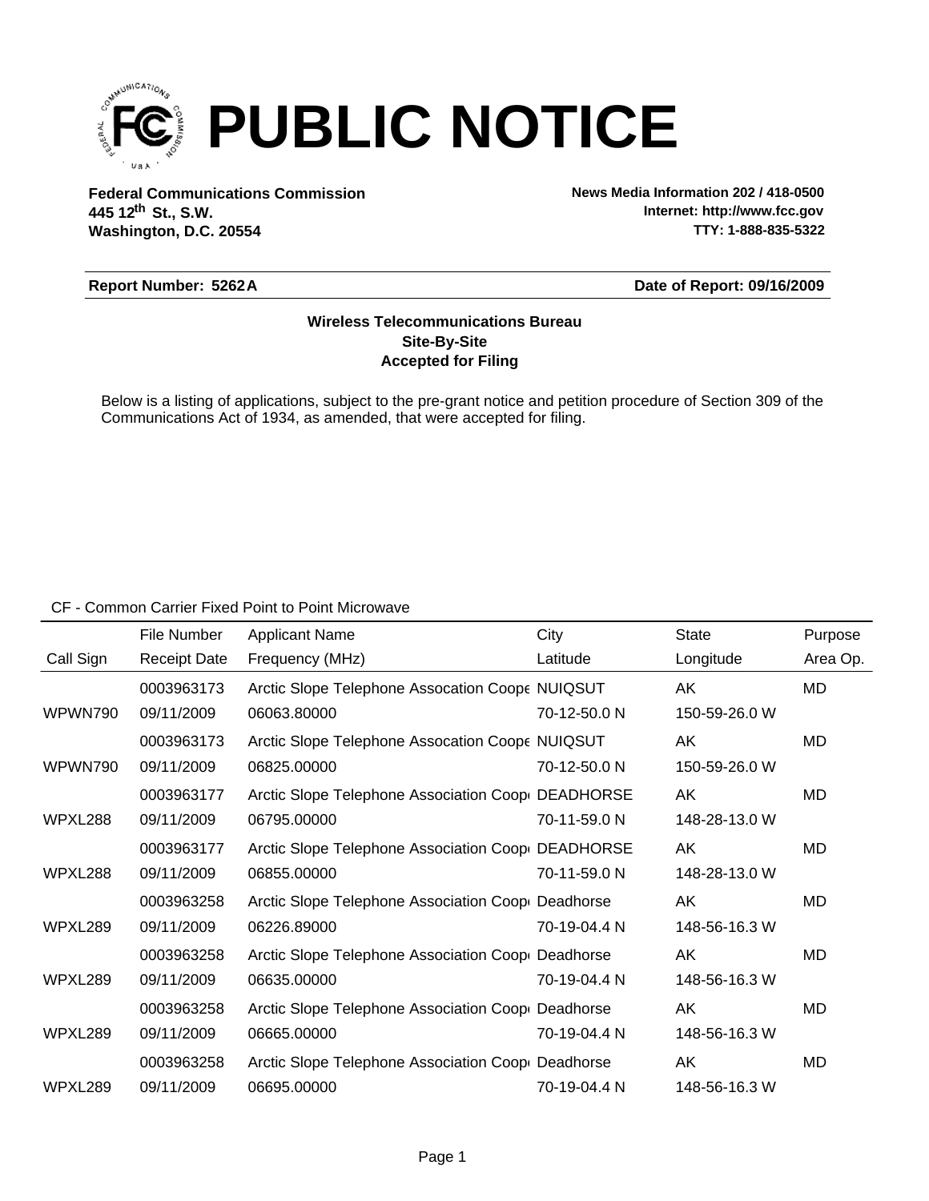# PUBLIC NOTICE

**Federal Communications Commission**
**445 12th St., S.W.**
**Washington, D.C. 20554**

**News Media Information 202 / 418-0500**
**Internet: http://www.fcc.gov**
**TTY: 1-888-835-5322**

**Report Number: 5262A** | **Date of Report: 09/16/2009**

**Wireless Telecommunications Bureau**
**Site-By-Site**
**Accepted for Filing**

Below is a listing of applications, subject to the pre-grant notice and petition procedure of Section 309 of the Communications Act of 1934, as amended, that were accepted for filing.

CF - Common Carrier Fixed Point to Point Microwave

| Call Sign | File Number / Receipt Date | Applicant Name / Frequency (MHz) | City / Latitude | State / Longitude | Purpose / Area Op. |
|---|---|---|---|---|---|
| WPWN790 | 0003963173 / 09/11/2009 | Arctic Slope Telephone Assocation Coope / 06063.80000 | NUIQSUT / 70-12-50.0 N | AK / 150-59-26.0 W | MD |
| WPWN790 | 0003963173 / 09/11/2009 | Arctic Slope Telephone Assocation Coope / 06825.00000 | NUIQSUT / 70-12-50.0 N | AK / 150-59-26.0 W | MD |
| WPXL288 | 0003963177 / 09/11/2009 | Arctic Slope Telephone Association Coop / 06795.00000 | DEADHORSE / 70-11-59.0 N | AK / 148-28-13.0 W | MD |
| WPXL288 | 0003963177 / 09/11/2009 | Arctic Slope Telephone Association Coop / 06855.00000 | DEADHORSE / 70-11-59.0 N | AK / 148-28-13.0 W | MD |
| WPXL289 | 0003963258 / 09/11/2009 | Arctic Slope Telephone Association Coop / 06226.89000 | Deadhorse / 70-19-04.4 N | AK / 148-56-16.3 W | MD |
| WPXL289 | 0003963258 / 09/11/2009 | Arctic Slope Telephone Association Coop / 06635.00000 | Deadhorse / 70-19-04.4 N | AK / 148-56-16.3 W | MD |
| WPXL289 | 0003963258 / 09/11/2009 | Arctic Slope Telephone Association Coop / 06665.00000 | Deadhorse / 70-19-04.4 N | AK / 148-56-16.3 W | MD |
| WPXL289 | 0003963258 / 09/11/2009 | Arctic Slope Telephone Association Coop / 06695.00000 | Deadhorse / 70-19-04.4 N | AK / 148-56-16.3 W | MD |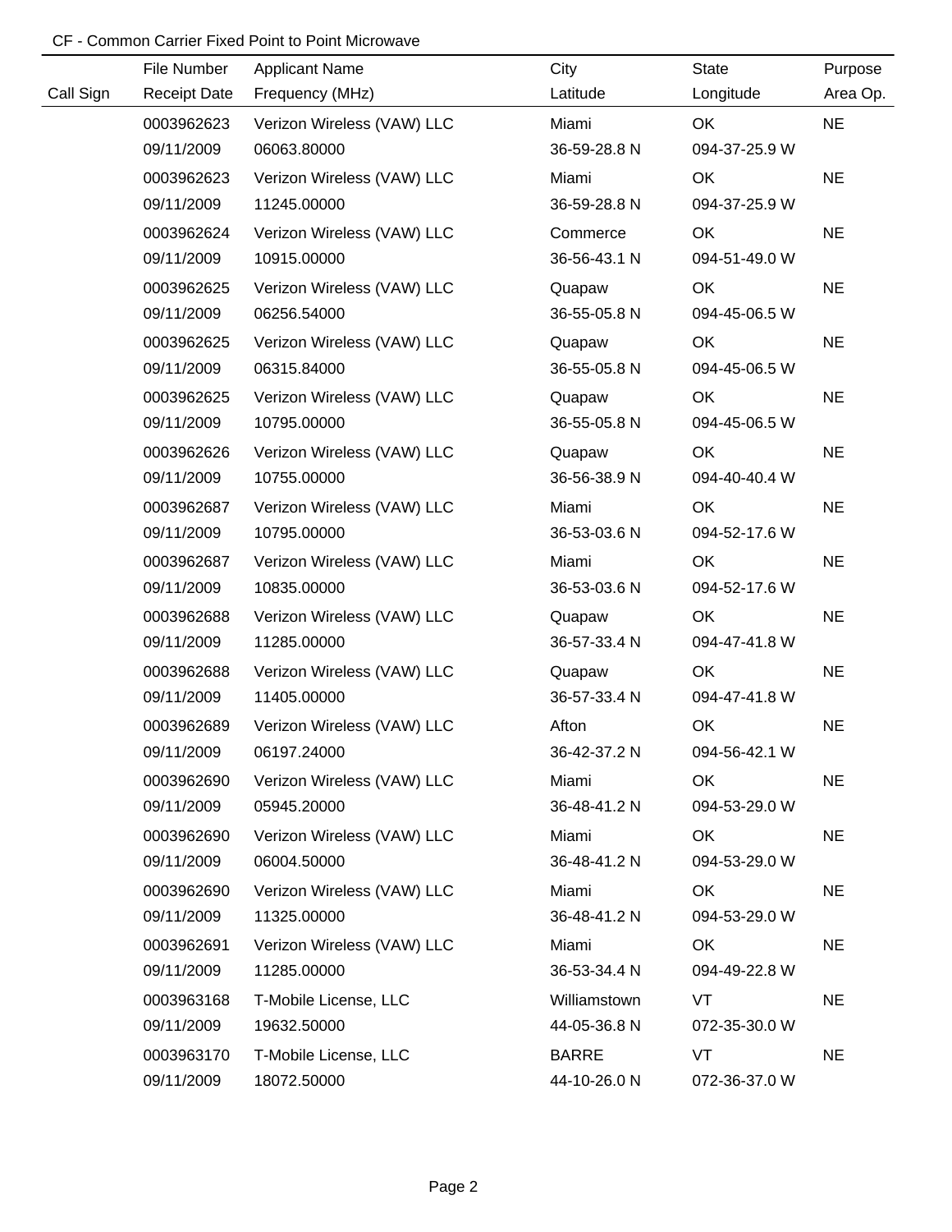CF - Common Carrier Fixed Point to Point Microwave

| Call Sign | File Number<br>Receipt Date | Applicant Name<br>Frequency (MHz) | City<br>Latitude | State<br>Longitude | Purpose<br>Area Op. |
|---|---|---|---|---|---|
| | 0003962623<br>09/11/2009 | Verizon Wireless (VAW) LLC<br>06063.80000 | Miami<br>36-59-28.8 N | OK<br>094-37-25.9 W | NE |
| | 0003962623<br>09/11/2009 | Verizon Wireless (VAW) LLC<br>11245.00000 | Miami<br>36-59-28.8 N | OK<br>094-37-25.9 W | NE |
| | 0003962624<br>09/11/2009 | Verizon Wireless (VAW) LLC<br>10915.00000 | Commerce<br>36-56-43.1 N | OK<br>094-51-49.0 W | NE |
| | 0003962625<br>09/11/2009 | Verizon Wireless (VAW) LLC<br>06256.54000 | Quapaw<br>36-55-05.8 N | OK<br>094-45-06.5 W | NE |
| | 0003962625<br>09/11/2009 | Verizon Wireless (VAW) LLC<br>06315.84000 | Quapaw<br>36-55-05.8 N | OK<br>094-45-06.5 W | NE |
| | 0003962625<br>09/11/2009 | Verizon Wireless (VAW) LLC<br>10795.00000 | Quapaw<br>36-55-05.8 N | OK<br>094-45-06.5 W | NE |
| | 0003962626<br>09/11/2009 | Verizon Wireless (VAW) LLC<br>10755.00000 | Quapaw<br>36-56-38.9 N | OK<br>094-40-40.4 W | NE |
| | 0003962687<br>09/11/2009 | Verizon Wireless (VAW) LLC<br>10795.00000 | Miami<br>36-53-03.6 N | OK<br>094-52-17.6 W | NE |
| | 0003962687<br>09/11/2009 | Verizon Wireless (VAW) LLC<br>10835.00000 | Miami<br>36-53-03.6 N | OK<br>094-52-17.6 W | NE |
| | 0003962688<br>09/11/2009 | Verizon Wireless (VAW) LLC<br>11285.00000 | Quapaw<br>36-57-33.4 N | OK<br>094-47-41.8 W | NE |
| | 0003962688<br>09/11/2009 | Verizon Wireless (VAW) LLC<br>11405.00000 | Quapaw<br>36-57-33.4 N | OK<br>094-47-41.8 W | NE |
| | 0003962689<br>09/11/2009 | Verizon Wireless (VAW) LLC<br>06197.24000 | Afton<br>36-42-37.2 N | OK<br>094-56-42.1 W | NE |
| | 0003962690<br>09/11/2009 | Verizon Wireless (VAW) LLC<br>05945.20000 | Miami<br>36-48-41.2 N | OK<br>094-53-29.0 W | NE |
| | 0003962690<br>09/11/2009 | Verizon Wireless (VAW) LLC<br>06004.50000 | Miami<br>36-48-41.2 N | OK<br>094-53-29.0 W | NE |
| | 0003962690<br>09/11/2009 | Verizon Wireless (VAW) LLC<br>11325.00000 | Miami<br>36-48-41.2 N | OK<br>094-53-29.0 W | NE |
| | 0003962691<br>09/11/2009 | Verizon Wireless (VAW) LLC<br>11285.00000 | Miami<br>36-53-34.4 N | OK<br>094-49-22.8 W | NE |
| | 0003963168<br>09/11/2009 | T-Mobile License, LLC<br>19632.50000 | Williamstown<br>44-05-36.8 N | VT<br>072-35-30.0 W | NE |
| | 0003963170<br>09/11/2009 | T-Mobile License, LLC<br>18072.50000 | BARRE<br>44-10-26.0 N | VT<br>072-36-37.0 W | NE |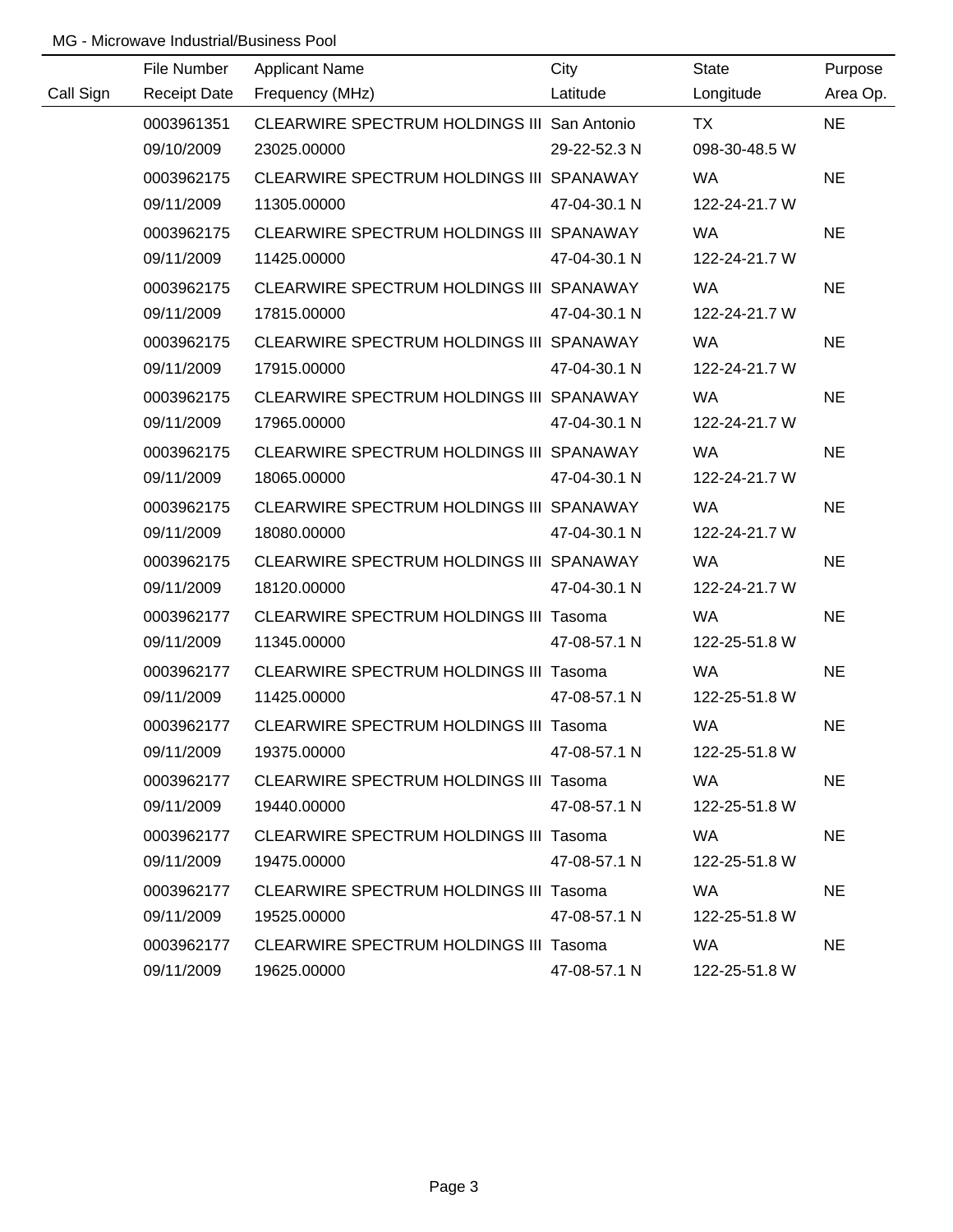MG - Microwave Industrial/Business Pool

| Call Sign | File Number / Receipt Date | Applicant Name / Frequency (MHz) | City / Latitude | State / Longitude | Purpose / Area Op. |
|---|---|---|---|---|---|
| | 0003961351 | CLEARWIRE SPECTRUM HOLDINGS III | San Antonio | TX | NE |
| | 09/10/2009 | 23025.00000 | 29-22-52.3 N | 098-30-48.5 W | |
| | 0003962175 | CLEARWIRE SPECTRUM HOLDINGS III | SPANAWAY | WA | NE |
| | 09/11/2009 | 11305.00000 | 47-04-30.1 N | 122-24-21.7 W | |
| | 0003962175 | CLEARWIRE SPECTRUM HOLDINGS III | SPANAWAY | WA | NE |
| | 09/11/2009 | 11425.00000 | 47-04-30.1 N | 122-24-21.7 W | |
| | 0003962175 | CLEARWIRE SPECTRUM HOLDINGS III | SPANAWAY | WA | NE |
| | 09/11/2009 | 17815.00000 | 47-04-30.1 N | 122-24-21.7 W | |
| | 0003962175 | CLEARWIRE SPECTRUM HOLDINGS III | SPANAWAY | WA | NE |
| | 09/11/2009 | 17915.00000 | 47-04-30.1 N | 122-24-21.7 W | |
| | 0003962175 | CLEARWIRE SPECTRUM HOLDINGS III | SPANAWAY | WA | NE |
| | 09/11/2009 | 17965.00000 | 47-04-30.1 N | 122-24-21.7 W | |
| | 0003962175 | CLEARWIRE SPECTRUM HOLDINGS III | SPANAWAY | WA | NE |
| | 09/11/2009 | 18065.00000 | 47-04-30.1 N | 122-24-21.7 W | |
| | 0003962175 | CLEARWIRE SPECTRUM HOLDINGS III | SPANAWAY | WA | NE |
| | 09/11/2009 | 18080.00000 | 47-04-30.1 N | 122-24-21.7 W | |
| | 0003962175 | CLEARWIRE SPECTRUM HOLDINGS III | SPANAWAY | WA | NE |
| | 09/11/2009 | 18120.00000 | 47-04-30.1 N | 122-24-21.7 W | |
| | 0003962177 | CLEARWIRE SPECTRUM HOLDINGS III | Tasoma | WA | NE |
| | 09/11/2009 | 11345.00000 | 47-08-57.1 N | 122-25-51.8 W | |
| | 0003962177 | CLEARWIRE SPECTRUM HOLDINGS III | Tasoma | WA | NE |
| | 09/11/2009 | 11425.00000 | 47-08-57.1 N | 122-25-51.8 W | |
| | 0003962177 | CLEARWIRE SPECTRUM HOLDINGS III | Tasoma | WA | NE |
| | 09/11/2009 | 19375.00000 | 47-08-57.1 N | 122-25-51.8 W | |
| | 0003962177 | CLEARWIRE SPECTRUM HOLDINGS III | Tasoma | WA | NE |
| | 09/11/2009 | 19440.00000 | 47-08-57.1 N | 122-25-51.8 W | |
| | 0003962177 | CLEARWIRE SPECTRUM HOLDINGS III | Tasoma | WA | NE |
| | 09/11/2009 | 19475.00000 | 47-08-57.1 N | 122-25-51.8 W | |
| | 0003962177 | CLEARWIRE SPECTRUM HOLDINGS III | Tasoma | WA | NE |
| | 09/11/2009 | 19525.00000 | 47-08-57.1 N | 122-25-51.8 W | |
| | 0003962177 | CLEARWIRE SPECTRUM HOLDINGS III | Tasoma | WA | NE |
| | 09/11/2009 | 19625.00000 | 47-08-57.1 N | 122-25-51.8 W | |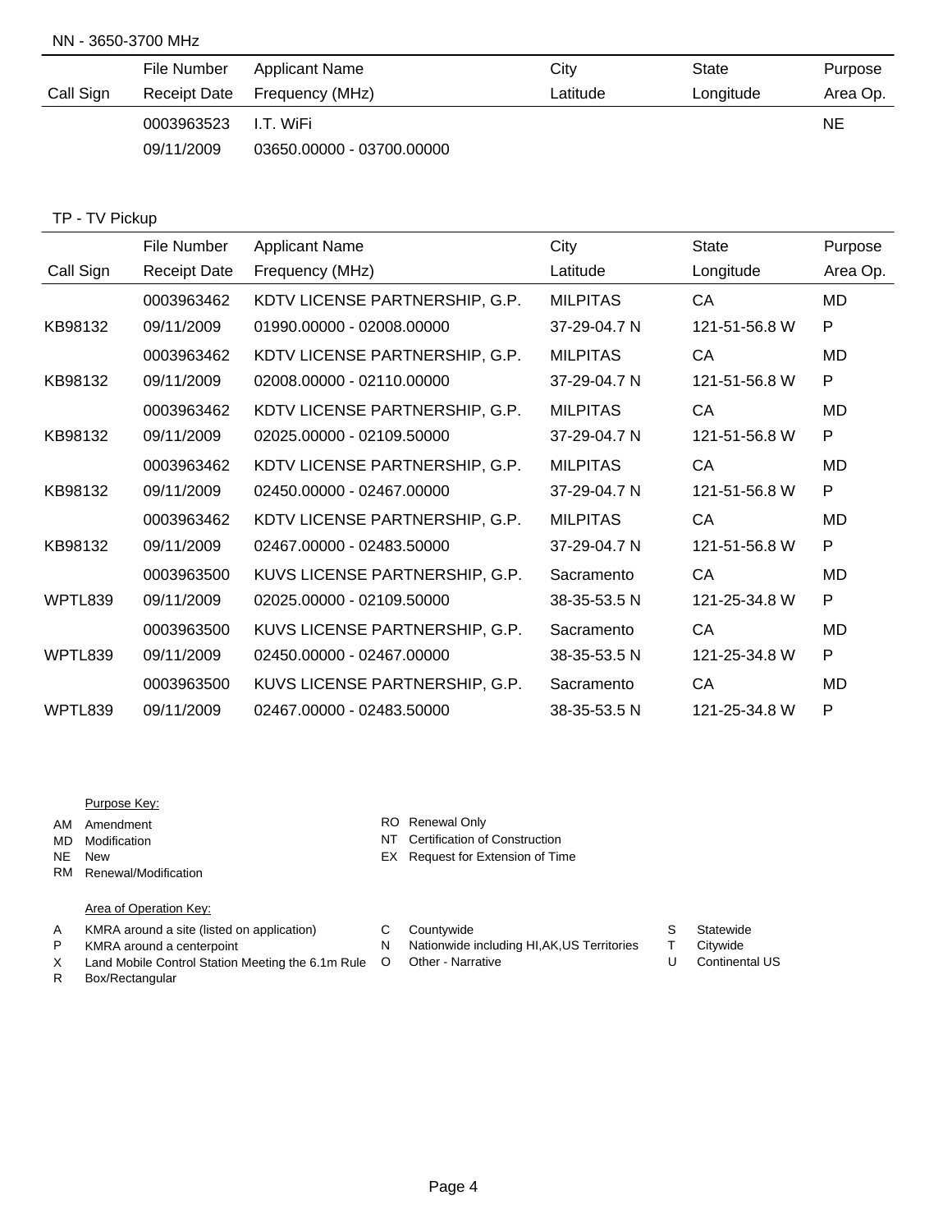NN - 3650-3700 MHz

| Call Sign | File Number / Receipt Date | Applicant Name / Frequency (MHz) | City / Latitude | State / Longitude | Purpose / Area Op. |
|---|---|---|---|---|---|
| | 0003963523 | I.T. WiFi | | | NE |
| | 09/11/2009 | 03650.00000 - 03700.00000 | | | |

TP - TV Pickup

| Call Sign | File Number / Receipt Date | Applicant Name / Frequency (MHz) | City / Latitude | State / Longitude | Purpose / Area Op. |
|---|---|---|---|---|---|
| | 0003963462 | KDTV LICENSE PARTNERSHIP, G.P. | MILPITAS | CA | MD |
| KB98132 | 09/11/2009 | 01990.00000 - 02008.00000 | 37-29-04.7 N | 121-51-56.8 W | P |
| | 0003963462 | KDTV LICENSE PARTNERSHIP, G.P. | MILPITAS | CA | MD |
| KB98132 | 09/11/2009 | 02008.00000 - 02110.00000 | 37-29-04.7 N | 121-51-56.8 W | P |
| | 0003963462 | KDTV LICENSE PARTNERSHIP, G.P. | MILPITAS | CA | MD |
| KB98132 | 09/11/2009 | 02025.00000 - 02109.50000 | 37-29-04.7 N | 121-51-56.8 W | P |
| | 0003963462 | KDTV LICENSE PARTNERSHIP, G.P. | MILPITAS | CA | MD |
| KB98132 | 09/11/2009 | 02450.00000 - 02467.00000 | 37-29-04.7 N | 121-51-56.8 W | P |
| | 0003963462 | KDTV LICENSE PARTNERSHIP, G.P. | MILPITAS | CA | MD |
| KB98132 | 09/11/2009 | 02467.00000 - 02483.50000 | 37-29-04.7 N | 121-51-56.8 W | P |
| | 0003963500 | KUVS LICENSE PARTNERSHIP, G.P. | Sacramento | CA | MD |
| WPTL839 | 09/11/2009 | 02025.00000 - 02109.50000 | 38-35-53.5 N | 121-25-34.8 W | P |
| | 0003963500 | KUVS LICENSE PARTNERSHIP, G.P. | Sacramento | CA | MD |
| WPTL839 | 09/11/2009 | 02450.00000 - 02467.00000 | 38-35-53.5 N | 121-25-34.8 W | P |
| | 0003963500 | KUVS LICENSE PARTNERSHIP, G.P. | Sacramento | CA | MD |
| WPTL839 | 09/11/2009 | 02467.00000 - 02483.50000 | 38-35-53.5 N | 121-25-34.8 W | P |

Purpose Key:

- AM Amendment
- MD Modification
- NE New
- RM Renewal/Modification
- RO Renewal Only
- NT Certification of Construction
- EX Request for Extension of Time

Area of Operation Key:

- A KMRA around a site (listed on application)
- P KMRA around a centerpoint
- X Land Mobile Control Station Meeting the 6.1m Rule
- R Box/Rectangular
- C Countywide
- N Nationwide including HI,AK,US Territories
- O Other - Narrative
- S Statewide
- T Citywide
- U Continental US